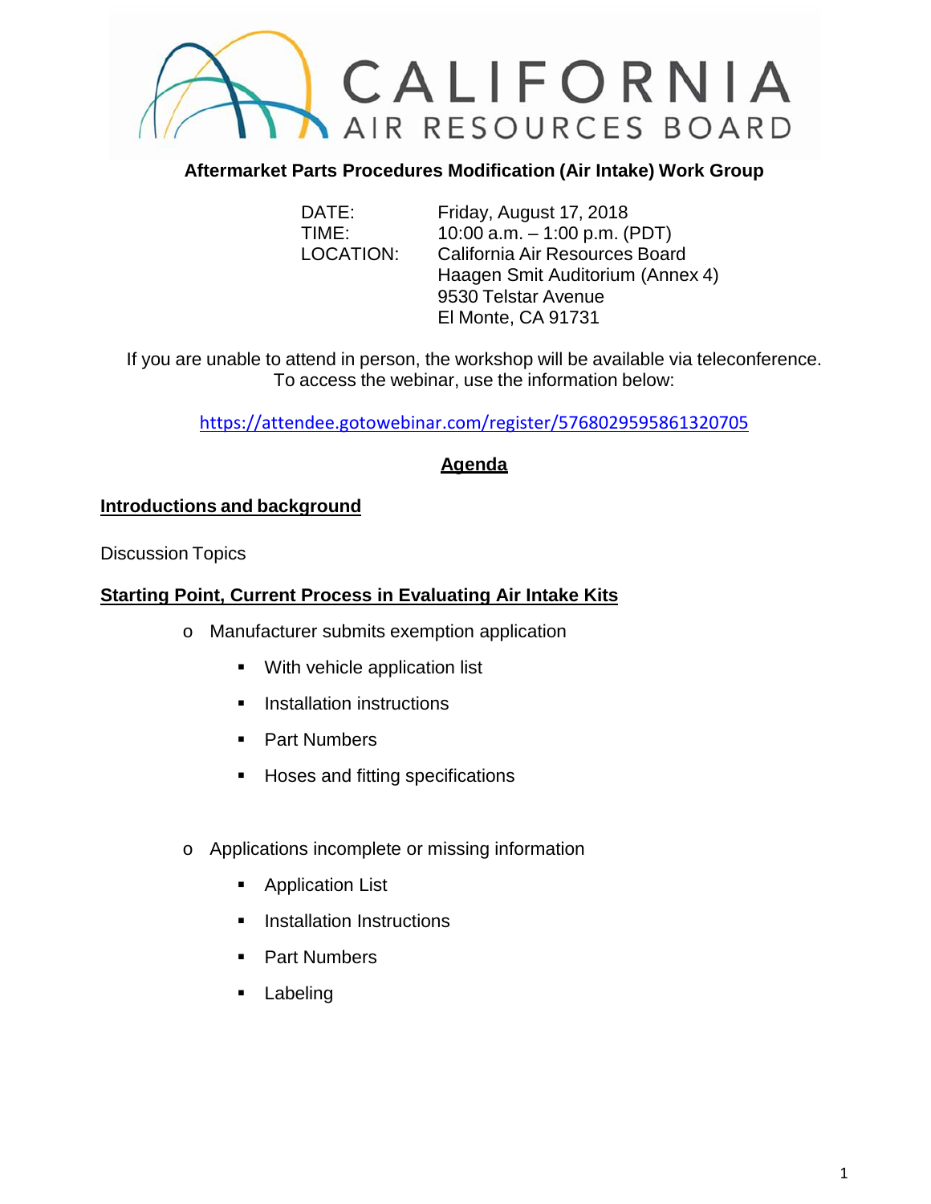CALIFORNIA AIR RESOURCES BOARD

## Aftermarket Parts Procedures Modification (Air Intake) Work Group

DATE: Friday, August 17, 2018
TIME: 10:00 a.m. – 1:00 p.m. (PDT)
LOCATION: California Air Resources Board
Haagen Smit Auditorium (Annex 4)
9530 Telstar Avenue
El Monte, CA 91731

If you are unable to attend in person, the workshop will be available via teleconference. To access the webinar, use the information below:

https://attendee.gotowebinar.com/register/5768029595861320705

## Agenda

### Introductions and background

Discussion Topics

### Starting Point, Current Process in Evaluating Air Intake Kits

- Manufacturer submits exemption application
  - With vehicle application list
  - Installation instructions
  - Part Numbers
  - Hoses and fitting specifications
- Applications incomplete or missing information
  - Application List
  - Installation Instructions
  - Part Numbers
  - Labeling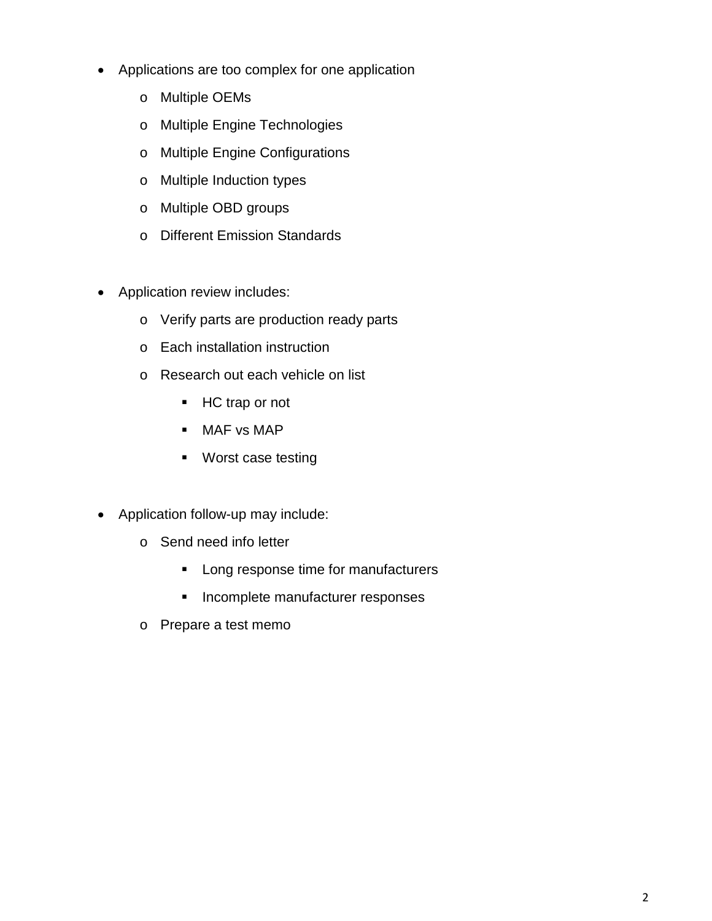- Applications are too complex for one application
    - Multiple OEMs
    - Multiple Engine Technologies
    - Multiple Engine Configurations
    - Multiple Induction types
    - Multiple OBD groups
    - Different Emission Standards

- Application review includes:
    - Verify parts are production ready parts
    - Each installation instruction
    - Research out each vehicle on list
        - HC trap or not
        - MAF vs MAP
        - Worst case testing

- Application follow-up may include:
    - Send need info letter
        - Long response time for manufacturers
        - Incomplete manufacturer responses
    - Prepare a test memo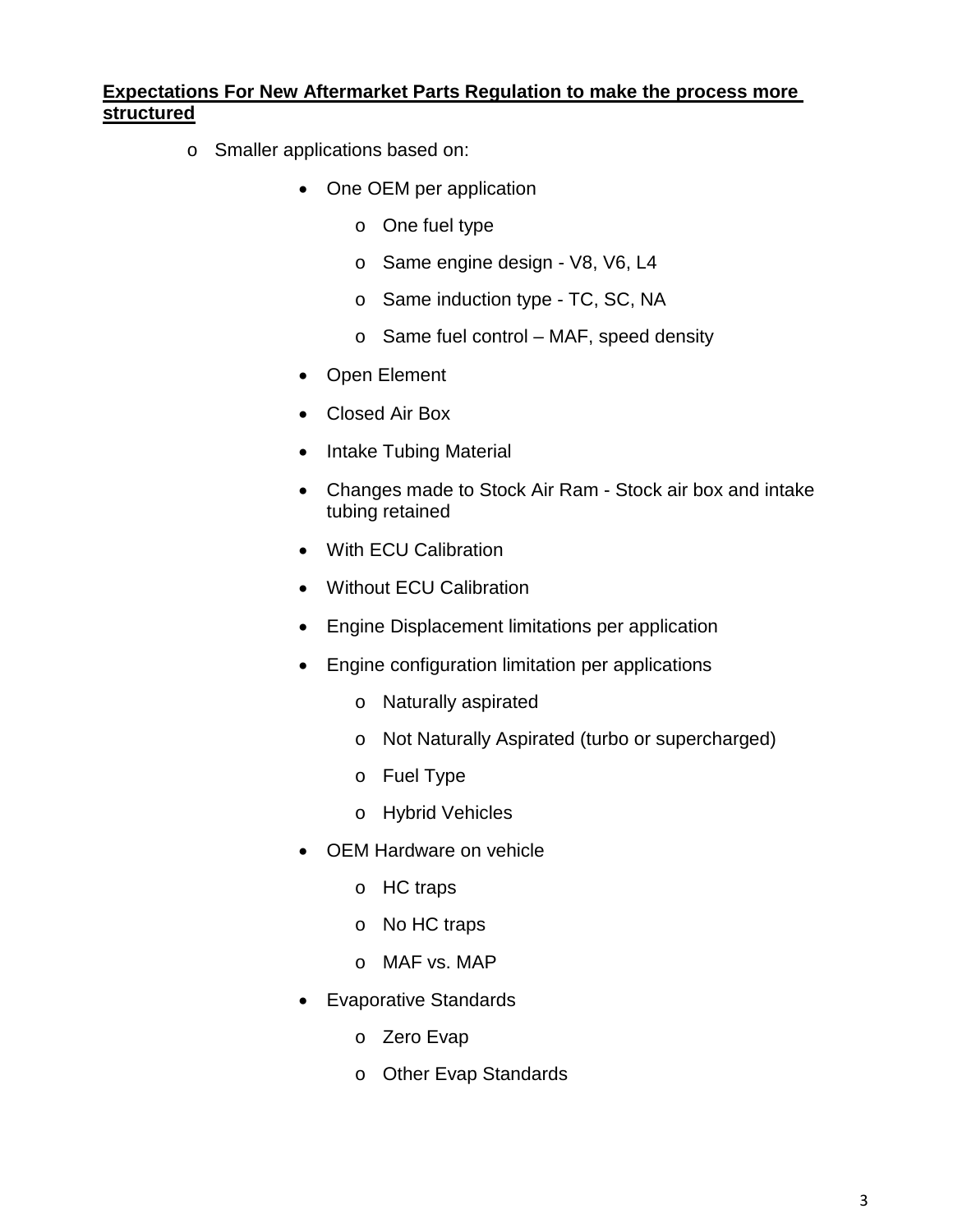**Expectations For New Aftermarket Parts Regulation to make the process more structured**

- Smaller applications based on:
    - One OEM per application
        - One fuel type
        - Same engine design - V8, V6, L4
        - Same induction type - TC, SC, NA
        - Same fuel control – MAF, speed density
    - Open Element
    - Closed Air Box
    - Intake Tubing Material
    - Changes made to Stock Air Ram - Stock air box and intake tubing retained
    - With ECU Calibration
    - Without ECU Calibration
    - Engine Displacement limitations per application
    - Engine configuration limitation per applications
        - Naturally aspirated
        - Not Naturally Aspirated (turbo or supercharged)
        - Fuel Type
        - Hybrid Vehicles
    - OEM Hardware on vehicle
        - HC traps
        - No HC traps
        - MAF vs. MAP
    - Evaporative Standards
        - Zero Evap
        - Other Evap Standards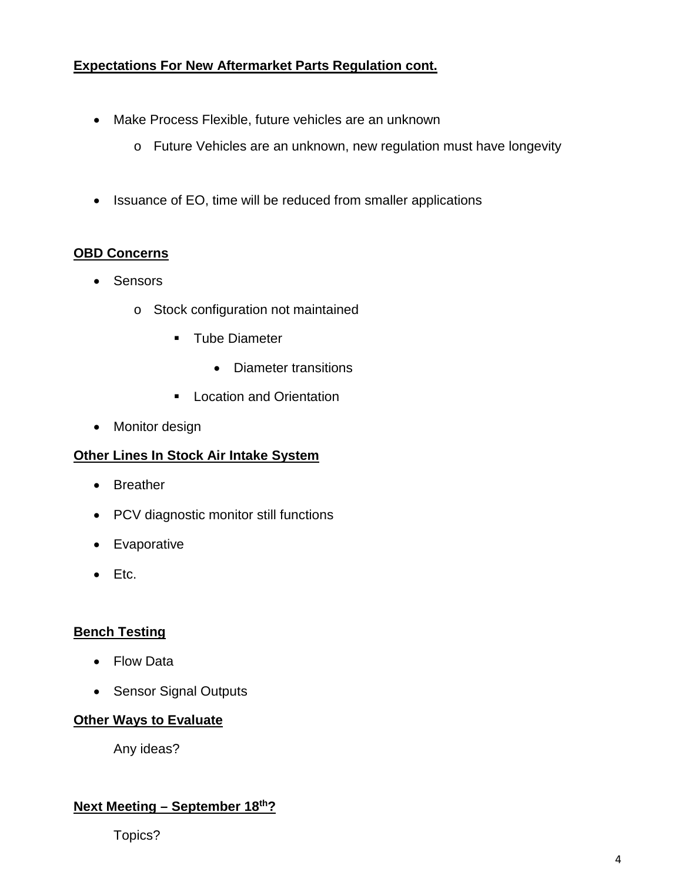**Expectations For New Aftermarket Parts Regulation cont.**

- Make Process Flexible, future vehicles are an unknown
    - Future Vehicles are an unknown, new regulation must have longevity

- Issuance of EO, time will be reduced from smaller applications

**OBD Concerns**

- Sensors
    - Stock configuration not maintained
        - Tube Diameter
            - Diameter transitions
        - Location and Orientation
- Monitor design

**Other Lines In Stock Air Intake System**

- Breather
- PCV diagnostic monitor still functions
- Evaporative
- Etc.

**Bench Testing**

- Flow Data
- Sensor Signal Outputs

**Other Ways to Evaluate**

Any ideas?

**Next Meeting – September 18th?**

Topics?